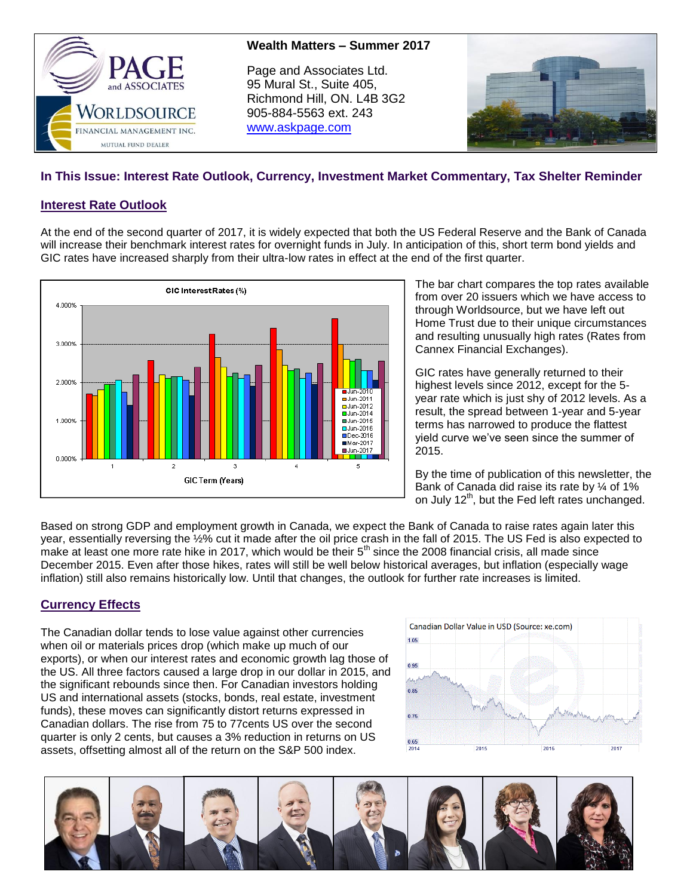**Wealth Matters – Summer 2017**

Page and Associates Ltd.
95 Mural St., Suite 405,
Richmond Hill, ON. L4B 3G2
905-884-5563 ext. 243
www.askpage.com

## In This Issue: Interest Rate Outlook, Currency, Investment Market Commentary, Tax Shelter Reminder

## Interest Rate Outlook

At the end of the second quarter of 2017, it is widely expected that both the US Federal Reserve and the Bank of Canada will increase their benchmark interest rates for overnight funds in July. In anticipation of this, short term bond yields and GIC rates have increased sharply from their ultra-low rates in effect at the end of the first quarter.

The bar chart compares the top rates available from over 20 issuers which we have access to through Worldsource, but we have left out Home Trust due to their unique circumstances and resulting unusually high rates (Rates from Cannex Financial Exchanges).

GIC rates have generally returned to their highest levels since 2012, except for the 5-year rate which is just shy of 2012 levels. As a result, the spread between 1-year and 5-year terms has narrowed to produce the flattest yield curve we've seen since the summer of 2015.

By the time of publication of this newsletter, the Bank of Canada did raise its rate by ¼ of 1% on July 12th, but the Fed left rates unchanged.

Based on strong GDP and employment growth in Canada, we expect the Bank of Canada to raise rates again later this year, essentially reversing the ½% cut it made after the oil price crash in the fall of 2015. The US Fed is also expected to make at least one more rate hike in 2017, which would be their 5th since the 2008 financial crisis, all made since December 2015. Even after those hikes, rates will still be well below historical averages, but inflation (especially wage inflation) still also remains historically low. Until that changes, the outlook for further rate increases is limited.

## Currency Effects

The Canadian dollar tends to lose value against other currencies when oil or materials prices drop (which make up much of our exports), or when our interest rates and economic growth lag those of the US. All three factors caused a large drop in our dollar in 2015, and the significant rebounds since then. For Canadian investors holding US and international assets (stocks, bonds, real estate, investment funds), these moves can significantly distort returns expressed in Canadian dollars. The rise from 75 to 77cents US over the second quarter is only 2 cents, but causes a 3% reduction in returns on US assets, offsetting almost all of the return on the S&P 500 index.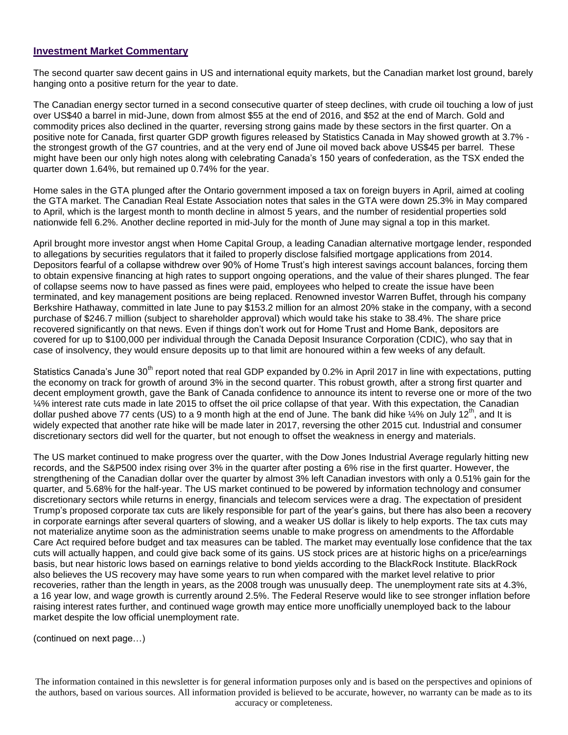## Investment Market Commentary

The second quarter saw decent gains in US and international equity markets, but the Canadian market lost ground, barely hanging onto a positive return for the year to date.

The Canadian energy sector turned in a second consecutive quarter of steep declines, with crude oil touching a low of just over US$40 a barrel in mid-June, down from almost $55 at the end of 2016, and $52 at the end of March. Gold and commodity prices also declined in the quarter, reversing strong gains made by these sectors in the first quarter. On a positive note for Canada, first quarter GDP growth figures released by Statistics Canada in May showed growth at 3.7% - the strongest growth of the G7 countries, and at the very end of June oil moved back above US$45 per barrel. These might have been our only high notes along with celebrating Canada's 150 years of confederation, as the TSX ended the quarter down 1.64%, but remained up 0.74% for the year.

Home sales in the GTA plunged after the Ontario government imposed a tax on foreign buyers in April, aimed at cooling the GTA market. The Canadian Real Estate Association notes that sales in the GTA were down 25.3% in May compared to April, which is the largest month to month decline in almost 5 years, and the number of residential properties sold nationwide fell 6.2%. Another decline reported in mid-July for the month of June may signal a top in this market.

April brought more investor angst when Home Capital Group, a leading Canadian alternative mortgage lender, responded to allegations by securities regulators that it failed to properly disclose falsified mortgage applications from 2014. Depositors fearful of a collapse withdrew over 90% of Home Trust's high interest savings account balances, forcing them to obtain expensive financing at high rates to support ongoing operations, and the value of their shares plunged. The fear of collapse seems now to have passed as fines were paid, employees who helped to create the issue have been terminated, and key management positions are being replaced. Renowned investor Warren Buffet, through his company Berkshire Hathaway, committed in late June to pay $153.2 million for an almost 20% stake in the company, with a second purchase of $246.7 million (subject to shareholder approval) which would take his stake to 38.4%. The share price recovered significantly on that news. Even if things don't work out for Home Trust and Home Bank, depositors are covered for up to $100,000 per individual through the Canada Deposit Insurance Corporation (CDIC), who say that in case of insolvency, they would ensure deposits up to that limit are honoured within a few weeks of any default.

Statistics Canada's June 30th report noted that real GDP expanded by 0.2% in April 2017 in line with expectations, putting the economy on track for growth of around 3% in the second quarter. This robust growth, after a strong first quarter and decent employment growth, gave the Bank of Canada confidence to announce its intent to reverse one or more of the two ¼% interest rate cuts made in late 2015 to offset the oil price collapse of that year. With this expectation, the Canadian dollar pushed above 77 cents (US) to a 9 month high at the end of June. The bank did hike ¼% on July 12th, and It is widely expected that another rate hike will be made later in 2017, reversing the other 2015 cut. Industrial and consumer discretionary sectors did well for the quarter, but not enough to offset the weakness in energy and materials.

The US market continued to make progress over the quarter, with the Dow Jones Industrial Average regularly hitting new records, and the S&P500 index rising over 3% in the quarter after posting a 6% rise in the first quarter. However, the strengthening of the Canadian dollar over the quarter by almost 3% left Canadian investors with only a 0.51% gain for the quarter, and 5.68% for the half-year. The US market continued to be powered by information technology and consumer discretionary sectors while returns in energy, financials and telecom services were a drag. The expectation of president Trump's proposed corporate tax cuts are likely responsible for part of the year's gains, but there has also been a recovery in corporate earnings after several quarters of slowing, and a weaker US dollar is likely to help exports. The tax cuts may not materialize anytime soon as the administration seems unable to make progress on amendments to the Affordable Care Act required before budget and tax measures can be tabled. The market may eventually lose confidence that the tax cuts will actually happen, and could give back some of its gains. US stock prices are at historic highs on a price/earnings basis, but near historic lows based on earnings relative to bond yields according to the BlackRock Institute. BlackRock also believes the US recovery may have some years to run when compared with the market level relative to prior recoveries, rather than the length in years, as the 2008 trough was unusually deep. The unemployment rate sits at 4.3%, a 16 year low, and wage growth is currently around 2.5%. The Federal Reserve would like to see stronger inflation before raising interest rates further, and continued wage growth may entice more unofficially unemployed back to the labour market despite the low official unemployment rate.

(continued on next page…)

The information contained in this newsletter is for general information purposes only and is based on the perspectives and opinions of the authors, based on various sources. All information provided is believed to be accurate, however, no warranty can be made as to its accuracy or completeness.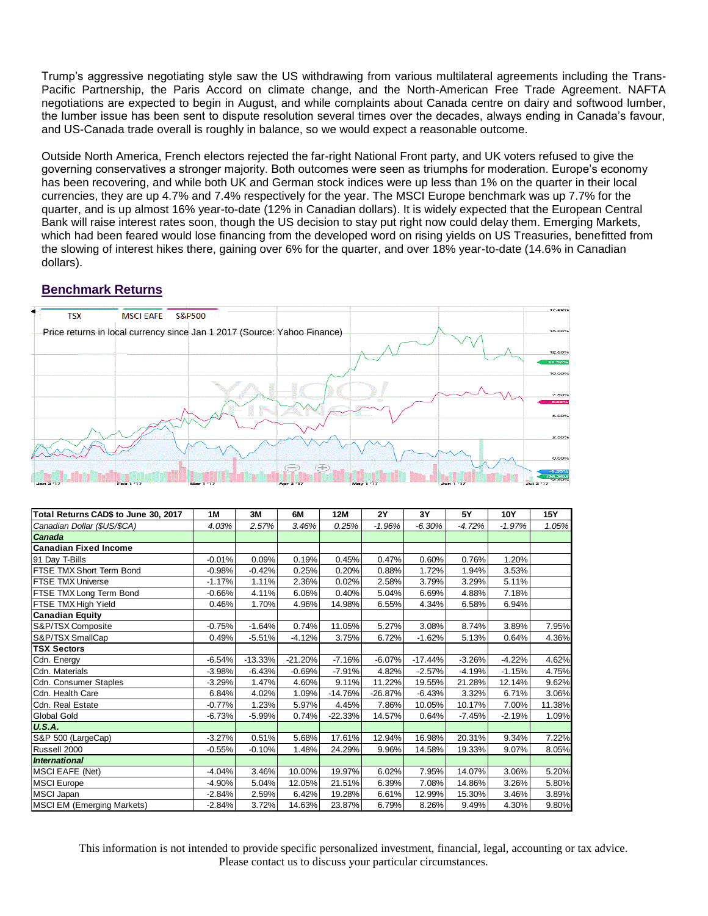Trump's aggressive negotiating style saw the US withdrawing from various multilateral agreements including the Trans-Pacific Partnership, the Paris Accord on climate change, and the North-American Free Trade Agreement. NAFTA negotiations are expected to begin in August, and while complaints about Canada centre on dairy and softwood lumber, the lumber issue has been sent to dispute resolution several times over the decades, always ending in Canada's favour, and US-Canada trade overall is roughly in balance, so we would expect a reasonable outcome.

Outside North America, French electors rejected the far-right National Front party, and UK voters refused to give the governing conservatives a stronger majority. Both outcomes were seen as triumphs for moderation. Europe's economy has been recovering, and while both UK and German stock indices were up less than 1% on the quarter in their local currencies, they are up 4.7% and 7.4% respectively for the year. The MSCI Europe benchmark was up 7.7% for the quarter, and is up almost 16% year-to-date (12% in Canadian dollars). It is widely expected that the European Central Bank will raise interest rates soon, though the US decision to stay put right now could delay them. Emerging Markets, which had been feared would lose financing from the developed word on rising yields on US Treasuries, benefitted from the slowing of interest hikes there, gaining over 6% for the quarter, and over 18% year-to-date (14.6% in Canadian dollars).

## Benchmark Returns

TSX | MSCI EAFE | S&P500

Price returns in local currency since Jan 1 2017 (Source: Yahoo Finance)

| Total Returns CAD$ to June 30, 2017 | 1M | 3M | 6M | 12M | 2Y | 3Y | 5Y | 10Y | 15Y |
|---|---|---|---|---|---|---|---|---|---|
| *Canadian Dollar ($US/$CA)* | *4.03%* | *2.57%* | *3.46%* | *0.25%* | *-1.96%* | *-6.30%* | *-4.72%* | *-1.97%* | *1.05%* |
| ***Canada*** | | | | | | | | | |
| **Canadian Fixed Income** | | | | | | | | | |
| 91 Day T-Bills | -0.01% | 0.09% | 0.19% | 0.45% | 0.47% | 0.60% | 0.76% | 1.20% | |
| FTSE TMX Short Term Bond | -0.98% | -0.42% | 0.25% | 0.20% | 0.88% | 1.72% | 1.94% | 3.53% | |
| FTSE TMX Universe | -1.17% | 1.11% | 2.36% | 0.02% | 2.58% | 3.79% | 3.29% | 5.11% | |
| FTSE TMX Long Term Bond | -0.66% | 4.11% | 6.06% | 0.40% | 5.04% | 6.69% | 4.88% | 7.18% | |
| FTSE TMX High Yield | 0.46% | 1.70% | 4.96% | 14.98% | 6.55% | 4.34% | 6.58% | 6.94% | |
| **Canadian Equity** | | | | | | | | | |
| S&P/TSX Composite | -0.75% | -1.64% | 0.74% | 11.05% | 5.27% | 3.08% | 8.74% | 3.89% | 7.95% |
| S&P/TSX SmallCap | 0.49% | -5.51% | -4.12% | 3.75% | 6.72% | -1.62% | 5.13% | 0.64% | 4.36% |
| **TSX Sectors** | | | | | | | | | |
| Cdn. Energy | -6.54% | -13.33% | -21.20% | -7.16% | -6.07% | -17.44% | -3.26% | -4.22% | 4.62% |
| Cdn. Materials | -3.98% | -6.43% | -0.69% | -7.91% | 4.82% | -2.57% | -4.19% | -1.15% | 4.75% |
| Cdn. Consumer Staples | -3.29% | 1.47% | 4.60% | 9.11% | 11.22% | 19.55% | 21.28% | 12.14% | 9.62% |
| Cdn. Health Care | 6.84% | 4.02% | 1.09% | -14.76% | -26.87% | -6.43% | 3.32% | 6.71% | 3.06% |
| Cdn. Real Estate | -0.77% | 1.23% | 5.97% | 4.45% | 7.86% | 10.05% | 10.17% | 7.00% | 11.38% |
| Global Gold | -6.73% | -5.99% | 0.74% | -22.33% | 14.57% | 0.64% | -7.45% | -2.19% | 1.09% |
| ***U.S.A.*** | | | | | | | | | |
| S&P 500 (LargeCap) | -3.27% | 0.51% | 5.68% | 17.61% | 12.94% | 16.98% | 20.31% | 9.34% | 7.22% |
| Russell 2000 | -0.55% | -0.10% | 1.48% | 24.29% | 9.96% | 14.58% | 19.33% | 9.07% | 8.05% |
| ***International*** | | | | | | | | | |
| MSCI EAFE (Net) | -4.04% | 3.46% | 10.00% | 19.97% | 6.02% | 7.95% | 14.07% | 3.06% | 5.20% |
| MSCI Europe | -4.90% | 5.04% | 12.05% | 21.51% | 6.39% | 7.08% | 14.86% | 3.26% | 5.80% |
| MSCI Japan | -2.84% | 2.59% | 6.42% | 19.28% | 6.61% | 12.99% | 15.30% | 3.46% | 3.89% |
| MSCI EM (Emerging Markets) | -2.84% | 3.72% | 14.63% | 23.87% | 6.79% | 8.26% | 9.49% | 4.30% | 9.80% |

This information is not intended to provide specific personalized investment, financial, legal, accounting or tax advice. Please contact us to discuss your particular circumstances.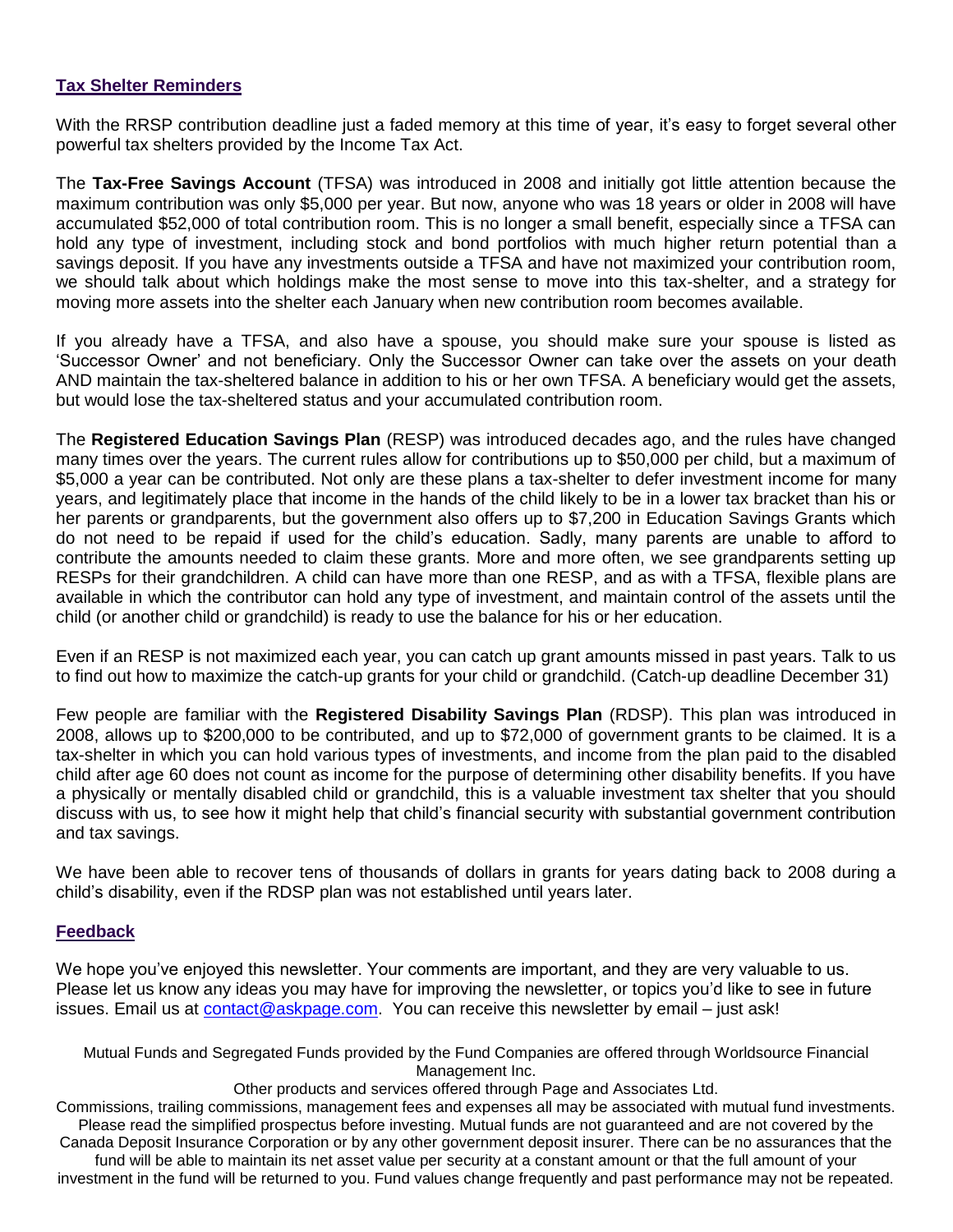## Tax Shelter Reminders

With the RRSP contribution deadline just a faded memory at this time of year, it's easy to forget several other powerful tax shelters provided by the Income Tax Act.

The **Tax-Free Savings Account** (TFSA) was introduced in 2008 and initially got little attention because the maximum contribution was only $5,000 per year. But now, anyone who was 18 years or older in 2008 will have accumulated $52,000 of total contribution room. This is no longer a small benefit, especially since a TFSA can hold any type of investment, including stock and bond portfolios with much higher return potential than a savings deposit. If you have any investments outside a TFSA and have not maximized your contribution room, we should talk about which holdings make the most sense to move into this tax-shelter, and a strategy for moving more assets into the shelter each January when new contribution room becomes available.

If you already have a TFSA, and also have a spouse, you should make sure your spouse is listed as 'Successor Owner' and not beneficiary. Only the Successor Owner can take over the assets on your death AND maintain the tax-sheltered balance in addition to his or her own TFSA. A beneficiary would get the assets, but would lose the tax-sheltered status and your accumulated contribution room.

The **Registered Education Savings Plan** (RESP) was introduced decades ago, and the rules have changed many times over the years. The current rules allow for contributions up to $50,000 per child, but a maximum of $5,000 a year can be contributed. Not only are these plans a tax-shelter to defer investment income for many years, and legitimately place that income in the hands of the child likely to be in a lower tax bracket than his or her parents or grandparents, but the government also offers up to $7,200 in Education Savings Grants which do not need to be repaid if used for the child's education. Sadly, many parents are unable to afford to contribute the amounts needed to claim these grants. More and more often, we see grandparents setting up RESPs for their grandchildren. A child can have more than one RESP, and as with a TFSA, flexible plans are available in which the contributor can hold any type of investment, and maintain control of the assets until the child (or another child or grandchild) is ready to use the balance for his or her education.

Even if an RESP is not maximized each year, you can catch up grant amounts missed in past years. Talk to us to find out how to maximize the catch-up grants for your child or grandchild. (Catch-up deadline December 31)

Few people are familiar with the **Registered Disability Savings Plan** (RDSP). This plan was introduced in 2008, allows up to $200,000 to be contributed, and up to $72,000 of government grants to be claimed. It is a tax-shelter in which you can hold various types of investments, and income from the plan paid to the disabled child after age 60 does not count as income for the purpose of determining other disability benefits. If you have a physically or mentally disabled child or grandchild, this is a valuable investment tax shelter that you should discuss with us, to see how it might help that child's financial security with substantial government contribution and tax savings.

We have been able to recover tens of thousands of dollars in grants for years dating back to 2008 during a child's disability, even if the RDSP plan was not established until years later.

## Feedback

We hope you've enjoyed this newsletter. Your comments are important, and they are very valuable to us. Please let us know any ideas you may have for improving the newsletter, or topics you'd like to see in future issues. Email us at contact@askpage.com. You can receive this newsletter by email – just ask!

Mutual Funds and Segregated Funds provided by the Fund Companies are offered through Worldsource Financial Management Inc.

Other products and services offered through Page and Associates Ltd.

Commissions, trailing commissions, management fees and expenses all may be associated with mutual fund investments. Please read the simplified prospectus before investing. Mutual funds are not guaranteed and are not covered by the Canada Deposit Insurance Corporation or by any other government deposit insurer. There can be no assurances that the fund will be able to maintain its net asset value per security at a constant amount or that the full amount of your investment in the fund will be returned to you. Fund values change frequently and past performance may not be repeated.